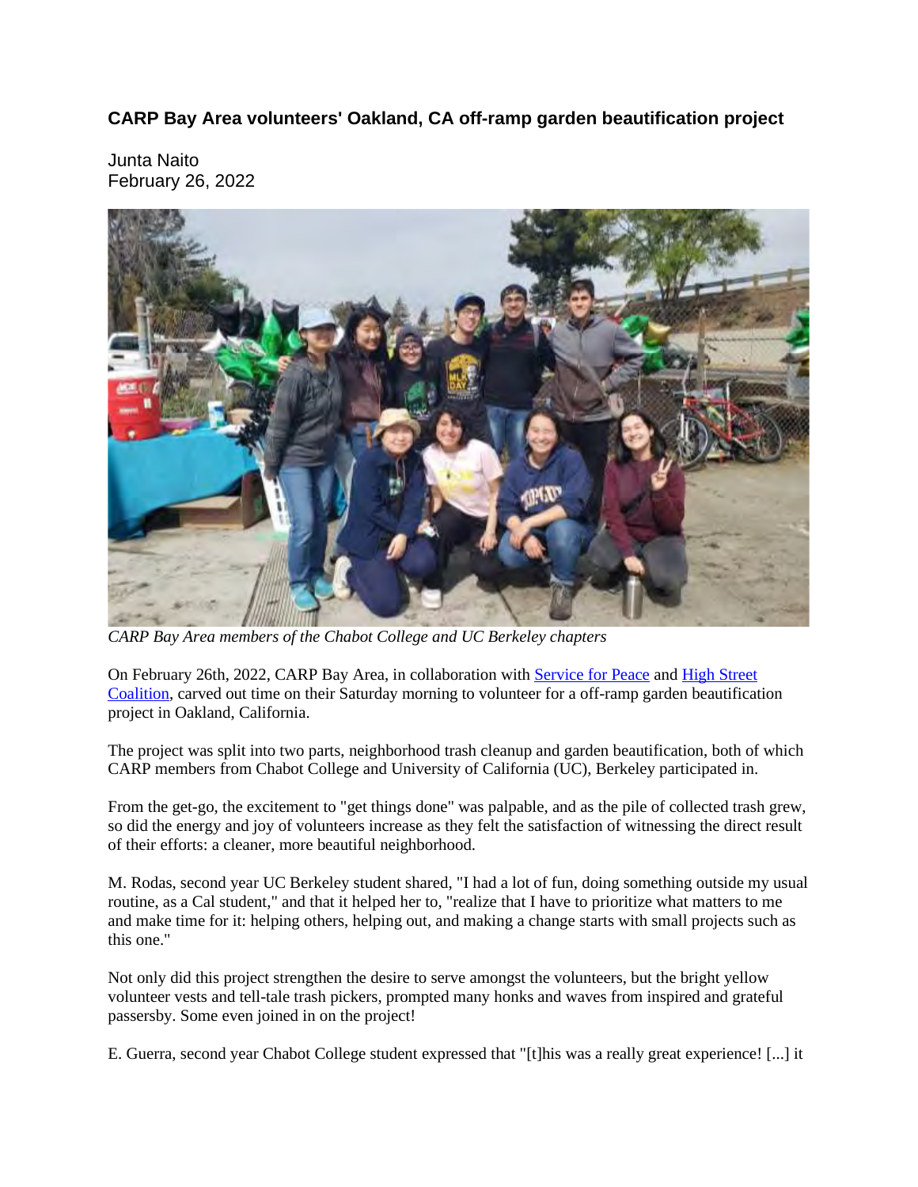# CARP Bay Area volunteers' Oakland, CA off-ramp garden beautification project

Junta Naito
February 26, 2022

*CARP Bay Area members of the Chabot College and UC Berkeley chapters*

On February 26th, 2022, CARP Bay Area, in collaboration with [Service for Peace] and [High Street Coalition], carved out time on their Saturday morning to volunteer for a off-ramp garden beautification project in Oakland, California.

The project was split into two parts, neighborhood trash cleanup and garden beautification, both of which CARP members from Chabot College and University of California (UC), Berkeley participated in.

From the get-go, the excitement to "get things done" was palpable, and as the pile of collected trash grew, so did the energy and joy of volunteers increase as they felt the satisfaction of witnessing the direct result of their efforts: a cleaner, more beautiful neighborhood.

M. Rodas, second year UC Berkeley student shared, "I had a lot of fun, doing something outside my usual routine, as a Cal student," and that it helped her to, "realize that I have to prioritize what matters to me and make time for it: helping others, helping out, and making a change starts with small projects such as this one."

Not only did this project strengthen the desire to serve amongst the volunteers, but the bright yellow volunteer vests and tell-tale trash pickers, prompted many honks and waves from inspired and grateful passersby. Some even joined in on the project!

E. Guerra, second year Chabot College student expressed that "[t]his was a really great experience! [...] it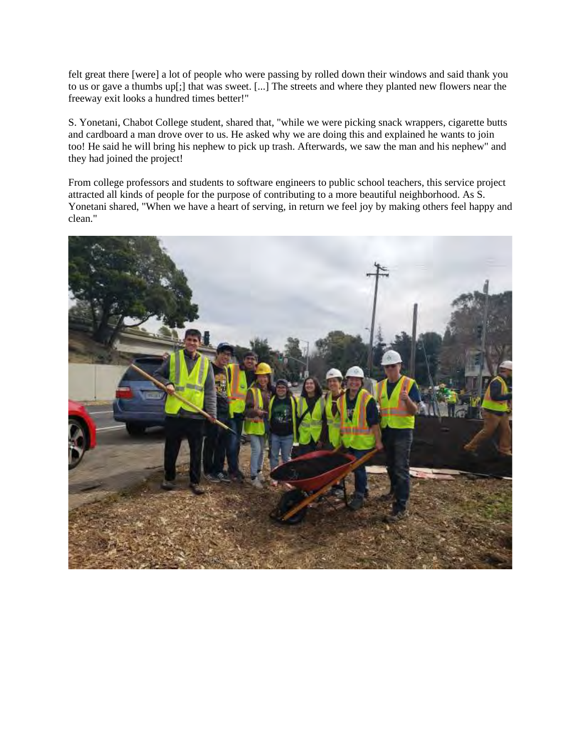felt great there [were] a lot of people who were passing by rolled down their windows and said thank you to us or gave a thumbs up[;] that was sweet. [...] The streets and where they planted new flowers near the freeway exit looks a hundred times better!"

S. Yonetani, Chabot College student, shared that, "while we were picking snack wrappers, cigarette butts and cardboard a man drove over to us. He asked why we are doing this and explained he wants to join too! He said he will bring his nephew to pick up trash. Afterwards, we saw the man and his nephew" and they had joined the project!

From college professors and students to software engineers to public school teachers, this service project attracted all kinds of people for the purpose of contributing to a more beautiful neighborhood. As S. Yonetani shared, "When we have a heart of serving, in return we feel joy by making others feel happy and clean."